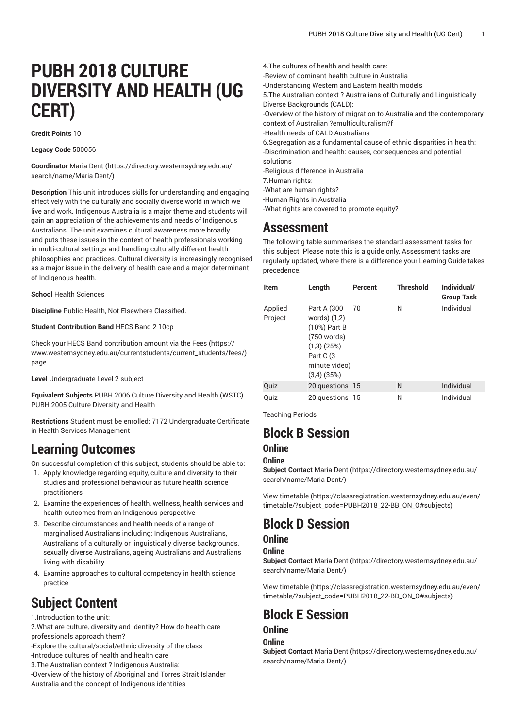# PUBH 2018 CULTURE DIVERSITY AND HEALTH (UG CERT)

**Credit Points** 10

**Legacy Code** 500056

**Coordinator** Maria Dent (https://directory.westernsydney.edu.au/search/name/Maria Dent/)

**Description** This unit introduces skills for understanding and engaging effectively with the culturally and socially diverse world in which we live and work. Indigenous Australia is a major theme and students will gain an appreciation of the achievements and needs of Indigenous Australians. The unit examines cultural awareness more broadly and puts these issues in the context of health professionals working in multi-cultural settings and handling culturally different health philosophies and practices. Cultural diversity is increasingly recognised as a major issue in the delivery of health care and a major determinant of Indigenous health.

**School** Health Sciences

**Discipline** Public Health, Not Elsewhere Classified.

**Student Contribution Band** HECS Band 2 10cp

Check your HECS Band contribution amount via the Fees (https://www.westernsydney.edu.au/currentstudents/current_students/fees/) page.

**Level** Undergraduate Level 2 subject

**Equivalent Subjects** PUBH 2006 Culture Diversity and Health (WSTC) PUBH 2005 Culture Diversity and Health

**Restrictions** Student must be enrolled: 7172 Undergraduate Certificate in Health Services Management

## Learning Outcomes

On successful completion of this subject, students should be able to:

1. Apply knowledge regarding equity, culture and diversity to their studies and professional behaviour as future health science practitioners
2. Examine the experiences of health, wellness, health services and health outcomes from an Indigenous perspective
3. Describe circumstances and health needs of a range of marginalised Australians including; Indigenous Australians, Australians of a culturally or linguistically diverse backgrounds, sexually diverse Australians, ageing Australians and Australians living with disability
4. Examine approaches to cultural competency in health science practice

## Subject Content

1.Introduction to the unit:
2.What are culture, diversity and identity? How do health care professionals approach them?
-Explore the cultural/social/ethnic diversity of the class
-Introduce cultures of health and health care
3.The Australian context ? Indigenous Australia:
-Overview of the history of Aboriginal and Torres Strait Islander Australia and the concept of Indigenous identities
4.The cultures of health and health care:
-Review of dominant health culture in Australia
-Understanding Western and Eastern health models
5.The Australian context ? Australians of Culturally and Linguistically Diverse Backgrounds (CALD):
-Overview of the history of migration to Australia and the contemporary context of Australian ?emulticulturalism?f
-Health needs of CALD Australians
6.Segregation as a fundamental cause of ethnic disparities in health:
-Discrimination and health: causes, consequences and potential solutions
-Religious difference in Australia
7.Human rights:
-What are human rights?
-Human Rights in Australia
-What rights are covered to promote equity?

## Assessment

The following table summarises the standard assessment tasks for this subject. Please note this is a guide only. Assessment tasks are regularly updated, where there is a difference your Learning Guide takes precedence.

| Item | Length | Percent | Threshold | Individual/ Group Task |
|---|---|---|---|---|
| Applied Project | Part A (300 words) (1,2) (10%) Part B (750 words) (1,3) (25%) Part C (3 minute video) (3,4) (35%) | 70 | N | Individual |
| Quiz | 20 questions | 15 | N | Individual |
| Quiz | 20 questions | 15 | N | Individual |

Teaching Periods

## Block B Session

### Online

#### Online

**Subject Contact** Maria Dent (https://directory.westernsydney.edu.au/search/name/Maria Dent/)

View timetable (https://classregistration.westernsydney.edu.au/even/timetable/?subject_code=PUBH2018_22-BB_ON_O#subjects)

## Block D Session

### Online

#### Online

**Subject Contact** Maria Dent (https://directory.westernsydney.edu.au/search/name/Maria Dent/)

View timetable (https://classregistration.westernsydney.edu.au/even/timetable/?subject_code=PUBH2018_22-BD_ON_O#subjects)

## Block E Session

### Online

#### Online

**Subject Contact** Maria Dent (https://directory.westernsydney.edu.au/search/name/Maria Dent/)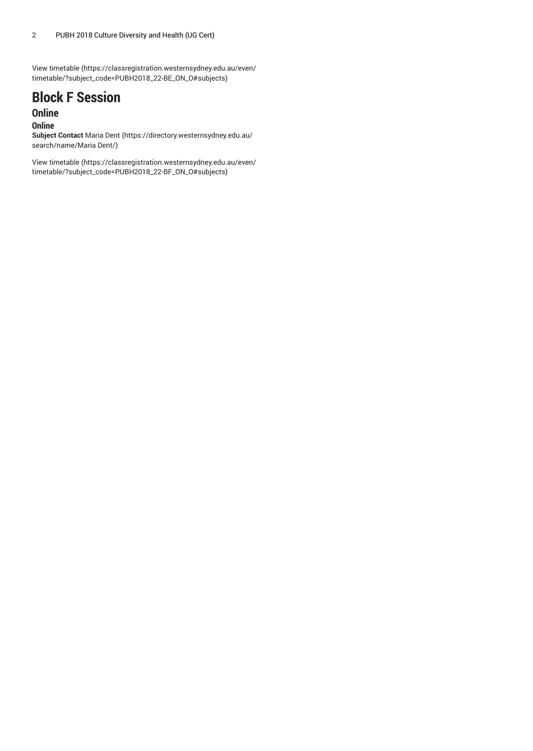View timetable (https://classregistration.westernsydney.edu.au/even/timetable/?subject_code=PUBH2018_22-BE_ON_O#subjects)

# Block F Session

## Online

### Online

**Subject Contact** Maria Dent (https://directory.westernsydney.edu.au/search/name/Maria Dent/)

View timetable (https://classregistration.westernsydney.edu.au/even/timetable/?subject_code=PUBH2018_22-BF_ON_O#subjects)